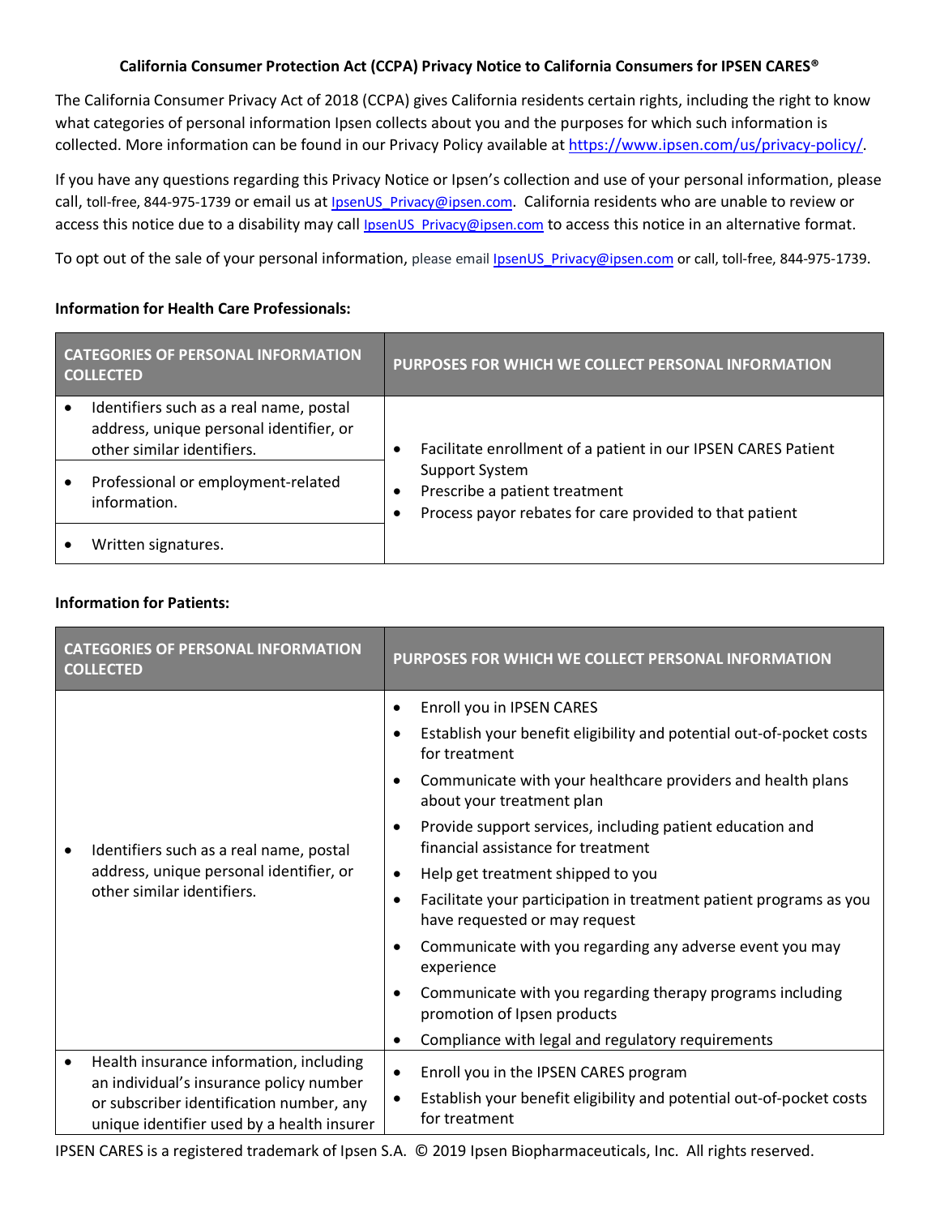**California Consumer Protection Act (CCPA) Privacy Notice to California Consumers for IPSEN CARES®**

The California Consumer Privacy Act of 2018 (CCPA) gives California residents certain rights, including the right to know what categories of personal information Ipsen collects about you and the purposes for which such information is collected. More information can be found in our Privacy Policy available at https://www.ipsen.com/us/privacy-policy/.

If you have any questions regarding this Privacy Notice or Ipsen's collection and use of your personal information, please call, toll-free, 844-975-1739 or email us at IpsenUS_Privacy@ipsen.com. California residents who are unable to review or access this notice due to a disability may call IpsenUS_Privacy@ipsen.com to access this notice in an alternative format.

To opt out of the sale of your personal information, please email IpsenUS_Privacy@ipsen.com or call, toll-free, 844-975-1739.

**Information for Health Care Professionals:**

| CATEGORIES OF PERSONAL INFORMATION COLLECTED | PURPOSES FOR WHICH WE COLLECT PERSONAL INFORMATION |
|---|---|
| • Identifiers such as a real name, postal address, unique personal identifier, or other similar identifiers.<br>• Professional or employment-related information.<br>• Written signatures. | • Facilitate enrollment of a patient in our IPSEN CARES Patient Support System<br>• Prescribe a patient treatment<br>• Process payor rebates for care provided to that patient |

**Information for Patients:**

| CATEGORIES OF PERSONAL INFORMATION COLLECTED | PURPOSES FOR WHICH WE COLLECT PERSONAL INFORMATION |
|---|---|
| • Identifiers such as a real name, postal address, unique personal identifier, or other similar identifiers. | • Enroll you in IPSEN CARES<br>• Establish your benefit eligibility and potential out-of-pocket costs for treatment<br>• Communicate with your healthcare providers and health plans about your treatment plan<br>• Provide support services, including patient education and financial assistance for treatment<br>• Help get treatment shipped to you<br>• Facilitate your participation in treatment patient programs as you have requested or may request<br>• Communicate with you regarding any adverse event you may experience<br>• Communicate with you regarding therapy programs including promotion of Ipsen products<br>• Compliance with legal and regulatory requirements |
| • Health insurance information, including an individual's insurance policy number or subscriber identification number, any unique identifier used by a health insurer | • Enroll you in the IPSEN CARES program<br>• Establish your benefit eligibility and potential out-of-pocket costs for treatment |

IPSEN CARES is a registered trademark of Ipsen S.A. © 2019 Ipsen Biopharmaceuticals, Inc. All rights reserved.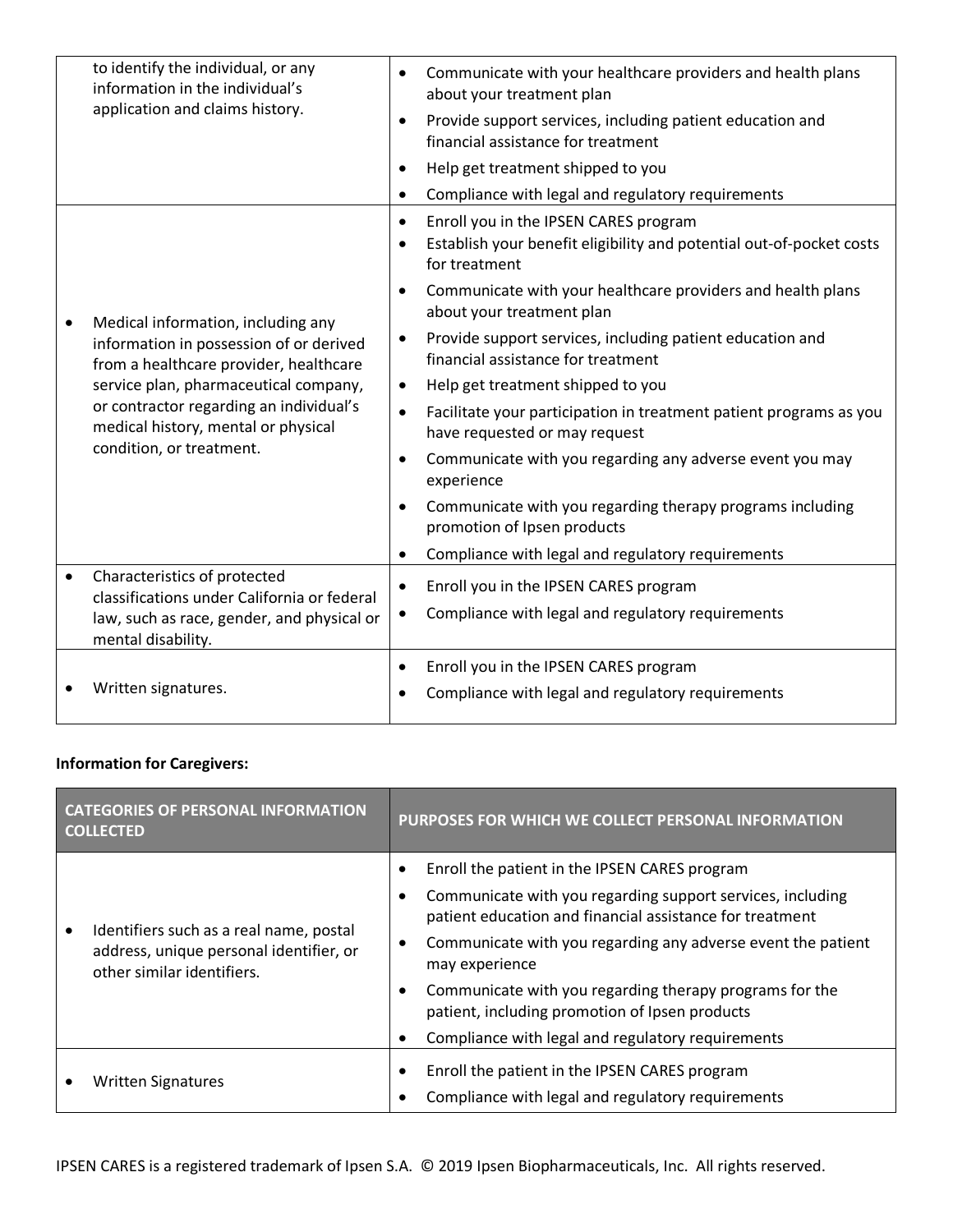| | |
|---|---|
| to identify the individual, or any information in the individual's application and claims history. | • Communicate with your healthcare providers and health plans about your treatment plan<br>• Provide support services, including patient education and financial assistance for treatment<br>• Help get treatment shipped to you<br>• Compliance with legal and regulatory requirements |
| • Medical information, including any information in possession of or derived from a healthcare provider, healthcare service plan, pharmaceutical company, or contractor regarding an individual's medical history, mental or physical condition, or treatment. | • Enroll you in the IPSEN CARES program<br>• Establish your benefit eligibility and potential out-of-pocket costs for treatment<br>• Communicate with your healthcare providers and health plans about your treatment plan<br>• Provide support services, including patient education and financial assistance for treatment<br>• Help get treatment shipped to you<br>• Facilitate your participation in treatment patient programs as you have requested or may request<br>• Communicate with you regarding any adverse event you may experience<br>• Communicate with you regarding therapy programs including promotion of Ipsen products<br>• Compliance with legal and regulatory requirements |
| • Characteristics of protected classifications under California or federal law, such as race, gender, and physical or mental disability. | • Enroll you in the IPSEN CARES program<br>• Compliance with legal and regulatory requirements |
| • Written signatures. | • Enroll you in the IPSEN CARES program<br>• Compliance with legal and regulatory requirements |

**Information for Caregivers:**

| CATEGORIES OF PERSONAL INFORMATION COLLECTED | PURPOSES FOR WHICH WE COLLECT PERSONAL INFORMATION |
|---|---|
| • Identifiers such as a real name, postal address, unique personal identifier, or other similar identifiers. | • Enroll the patient in the IPSEN CARES program<br>• Communicate with you regarding support services, including patient education and financial assistance for treatment<br>• Communicate with you regarding any adverse event the patient may experience<br>• Communicate with you regarding therapy programs for the patient, including promotion of Ipsen products<br>• Compliance with legal and regulatory requirements |
| • Written Signatures | • Enroll the patient in the IPSEN CARES program<br>• Compliance with legal and regulatory requirements |

IPSEN CARES is a registered trademark of Ipsen S.A. © 2019 Ipsen Biopharmaceuticals, Inc. All rights reserved.